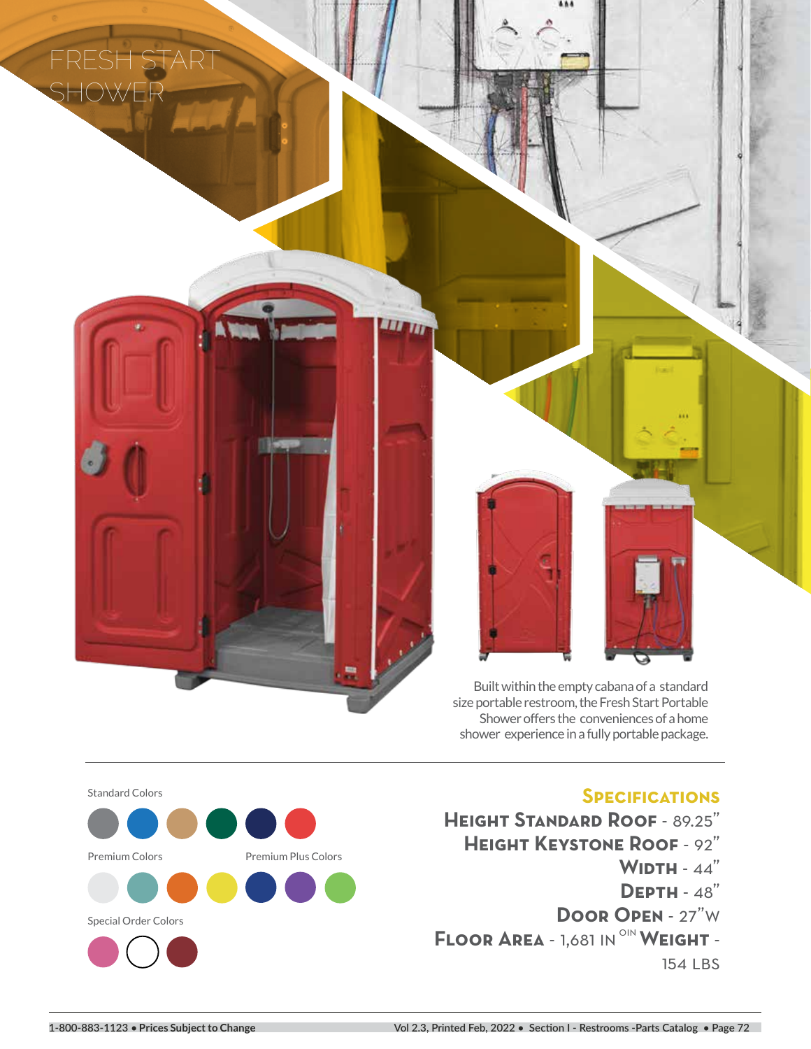# FRESH START SHOWER

Built within the empty cabana of a standard size portable restroom, the Fresh Start Portable Shower offers the conveniences of a home shower experience in a fully portable package.

Standard Colors

Premium Colors

Premium Plus Colors

Special Order Colors

## Specifications

**Height Standard Roof** - 89.25"

**Height Keystone Roof** - 92"

**Width** - 44"

**Depth** - 48"

**Door Open** - 27"W

**Floor Area** - 1,681 IN OIN **Weight** - 154 LBS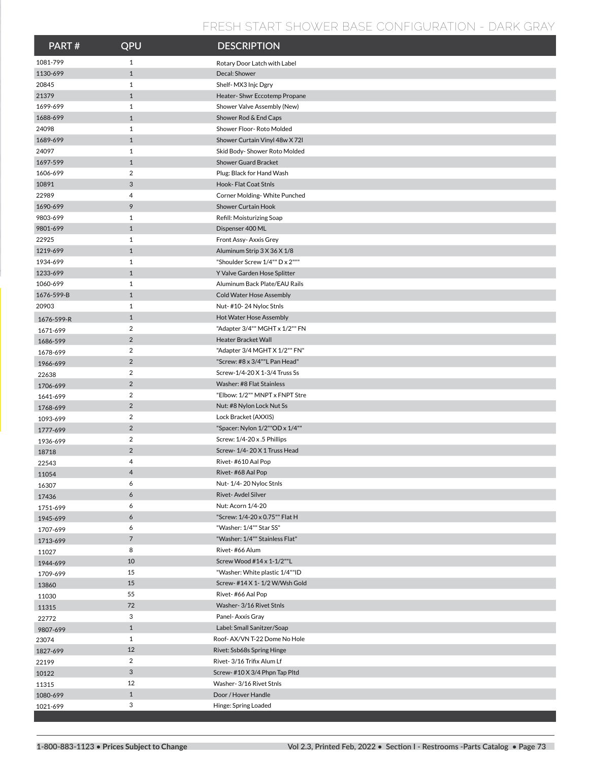# FRESH START SHOWER BASE CONFIGURATION - DARK GRAY

| PART # | QPU | DESCRIPTION |
|---|---|---|
| 1081-799 | 1 | Rotary Door Latch with Label |
| 1130-699 | 1 | Decal: Shower |
| 20845 | 1 | Shelf- MX3 Injc Dgry |
| 21379 | 1 | Heater- Shwr Eccotemp Propane |
| 1699-699 | 1 | Shower Valve Assembly (New) |
| 1688-699 | 1 | Shower Rod & End Caps |
| 24098 | 1 | Shower Floor- Roto Molded |
| 1689-699 | 1 | Shower Curtain Vinyl 48w X 72l |
| 24097 | 1 | Skid Body- Shower Roto Molded |
| 1697-599 | 1 | Shower Guard Bracket |
| 1606-699 | 2 | Plug: Black for Hand Wash |
| 10891 | 3 | Hook- Flat Coat Stnls |
| 22989 | 4 | Corner Molding- White Punched |
| 1690-699 | 9 | Shower Curtain Hook |
| 9803-699 | 1 | Refill: Moisturizing Soap |
| 9801-699 | 1 | Dispenser 400 ML |
| 22925 | 1 | Front Assy- Axxis Grey |
| 1219-699 | 1 | Aluminum Strip 3 X 36 X 1/8 |
| 1934-699 | 1 | "Shoulder Screw 1/4"" D x 2""" |
| 1233-699 | 1 | Y Valve Garden Hose Splitter |
| 1060-699 | 1 | Aluminum Back Plate/EAU Rails |
| 1676-599-B | 1 | Cold Water Hose Assembly |
| 20903 | 1 | Nut- #10- 24 Nyloc Stnls |
| 1676-599-R | 1 | Hot Water Hose Assembly |
| 1671-699 | 2 | "Adapter 3/4"" MGHT x 1/2"" FN |
| 1686-599 | 2 | Heater Bracket Wall |
| 1678-699 | 2 | "Adapter 3/4 MGHT X 1/2"" FN" |
| 1966-699 | 2 | "Screw: #8 x 3/4""L Pan Head" |
| 22638 | 2 | Screw-1/4-20 X 1-3/4 Truss Ss |
| 1706-699 | 2 | Washer: #8 Flat Stainless |
| 1641-699 | 2 | "Elbow: 1/2"" MNPT x FNPT Stre |
| 1768-699 | 2 | Nut: #8 Nylon Lock Nut Ss |
| 1093-699 | 2 | Lock Bracket (AXXIS) |
| 1777-699 | 2 | "Spacer: Nylon 1/2""OD x 1/4"" |
| 1936-699 | 2 | Screw: 1/4-20 x .5 Phillips |
| 18718 | 2 | Screw- 1/4- 20 X 1 Truss Head |
| 22543 | 4 | Rivet- #610 Aal Pop |
| 11054 | 4 | Rivet- #68 Aal Pop |
| 16307 | 6 | Nut- 1/4- 20 Nyloc Stnls |
| 17436 | 6 | Rivet- Avdel Silver |
| 1751-699 | 6 | Nut: Acorn 1/4-20 |
| 1945-699 | 6 | "Screw: 1/4-20 x 0.75"" Flat H |
| 1707-699 | 6 | "Washer: 1/4"" Star SS" |
| 1713-699 | 7 | "Washer: 1/4"" Stainless Flat" |
| 11027 | 8 | Rivet- #66 Alum |
| 1944-699 | 10 | Screw Wood #14 x 1-1/2""L |
| 1709-699 | 15 | "Washer: White plastic 1/4""ID |
| 13860 | 15 | Screw- #14 X 1- 1/2 W/Wsh Gold |
| 11030 | 55 | Rivet- #66 Aal Pop |
| 11315 | 72 | Washer- 3/16 Rivet Stnls |
| 22772 | 3 | Panel- Axxis Gray |
| 9807-699 | 1 | Label: Small Sanitzer/Soap |
| 23074 | 1 | Roof- AX/VN T-22 Dome No Hole |
| 1827-699 | 12 | Rivet: Ssb68s Spring Hinge |
| 22199 | 2 | Rivet- 3/16 Trifix Alum Lf |
| 10122 | 3 | Screw- #10 X 3/4 Phpn Tap Pltd |
| 11315 | 12 | Washer- 3/16 Rivet Stnls |
| 1080-699 | 1 | Door / Hover Handle |
| 1021-699 | 3 | Hinge: Spring Loaded |

**1-800-883-1123 • Prices Subject to Change**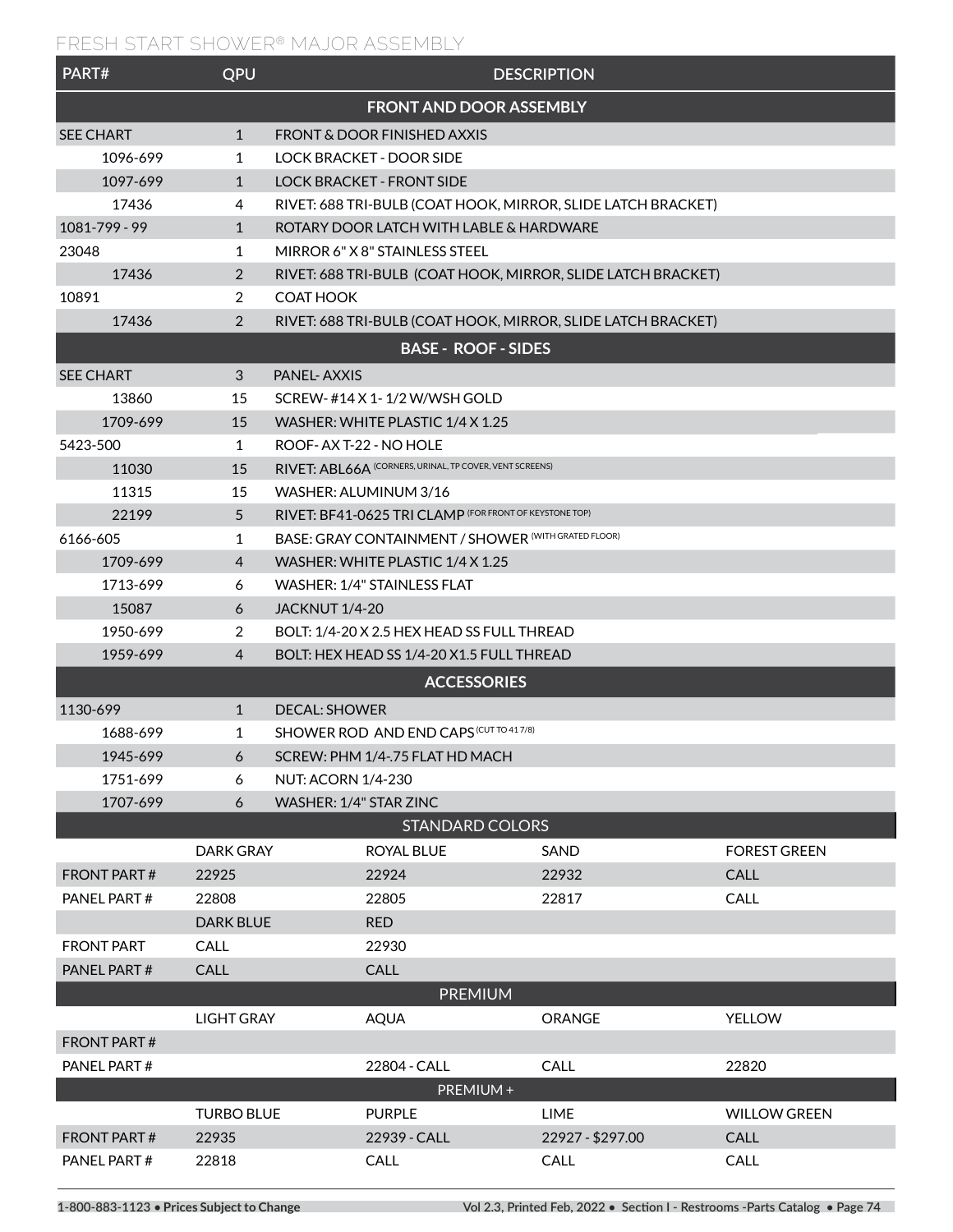## FRESH START SHOWER® MAJOR ASSEMBLY

| PART# | QPU | DESCRIPTION |
|---|---|---|
| **FRONT AND DOOR ASSEMBLY** | | |
| SEE CHART | 1 | FRONT & DOOR FINISHED AXXIS |
| 1096-699 | 1 | LOCK BRACKET - DOOR SIDE |
| 1097-699 | 1 | LOCK BRACKET - FRONT SIDE |
| 17436 | 4 | RIVET: 688 TRI-BULB (COAT HOOK, MIRROR, SLIDE LATCH BRACKET) |
| 1081-799 - 99 | 1 | ROTARY DOOR LATCH WITH LABLE & HARDWARE |
| 23048 | 1 | MIRROR 6" X 8" STAINLESS STEEL |
| 17436 | 2 | RIVET: 688 TRI-BULB (COAT HOOK, MIRROR, SLIDE LATCH BRACKET) |
| 10891 | 2 | COAT HOOK |
| 17436 | 2 | RIVET: 688 TRI-BULB (COAT HOOK, MIRROR, SLIDE LATCH BRACKET) |
| **BASE - ROOF - SIDES** | | |
| SEE CHART | 3 | PANEL- AXXIS |
| 13860 | 15 | SCREW- #14 X 1- 1/2 W/WSH GOLD |
| 1709-699 | 15 | WASHER: WHITE PLASTIC 1/4 X 1.25 |
| 5423-500 | 1 | ROOF- AX T-22 - NO HOLE |
| 11030 | 15 | RIVET: ABL66A (CORNERS, URINAL, TP COVER, VENT SCREENS) |
| 11315 | 15 | WASHER: ALUMINUM 3/16 |
| 22199 | 5 | RIVET: BF41-0625 TRI CLAMP (FOR FRONT OF KEYSTONE TOP) |
| 6166-605 | 1 | BASE: GRAY CONTAINMENT / SHOWER (WITH GRATED FLOOR) |
| 1709-699 | 4 | WASHER: WHITE PLASTIC 1/4 X 1.25 |
| 1713-699 | 6 | WASHER: 1/4" STAINLESS FLAT |
| 15087 | 6 | JACKNUT 1/4-20 |
| 1950-699 | 2 | BOLT: 1/4-20 X 2.5 HEX HEAD SS FULL THREAD |
| 1959-699 | 4 | BOLT: HEX HEAD SS 1/4-20 X1.5 FULL THREAD |
| **ACCESSORIES** | | |
| 1130-699 | 1 | DECAL: SHOWER |
| 1688-699 | 1 | SHOWER ROD AND END CAPS (CUT TO 41 7/8) |
| 1945-699 | 6 | SCREW: PHM 1/4-.75 FLAT HD MACH |
| 1751-699 | 6 | NUT: ACORN 1/4-230 |
| 1707-699 | 6 | WASHER: 1/4" STAR ZINC |

| STANDARD COLORS | | | | |
|---|---|---|---|---|
| | DARK GRAY | ROYAL BLUE | SAND | FOREST GREEN |
| FRONT PART # | 22925 | 22924 | 22932 | CALL |
| PANEL PART # | 22808 | 22805 | 22817 | CALL |
| | DARK BLUE | RED | | |
| FRONT PART | CALL | 22930 | | |
| PANEL PART # | CALL | CALL | | |
| **PREMIUM** | | | | |
| | LIGHT GRAY | AQUA | ORANGE | YELLOW |
| FRONT PART # | | | | |
| PANEL PART # | | 22804 - CALL | CALL | 22820 |
| **PREMIUM +** | | | | |
| | TURBO BLUE | PURPLE | LIME | WILLOW GREEN |
| FRONT PART # | 22935 | 22939 - CALL | 22927 - $297.00 | CALL |
| PANEL PART # | 22818 | CALL | CALL | CALL |

1-800-883-1123 • **Prices Subject to Change**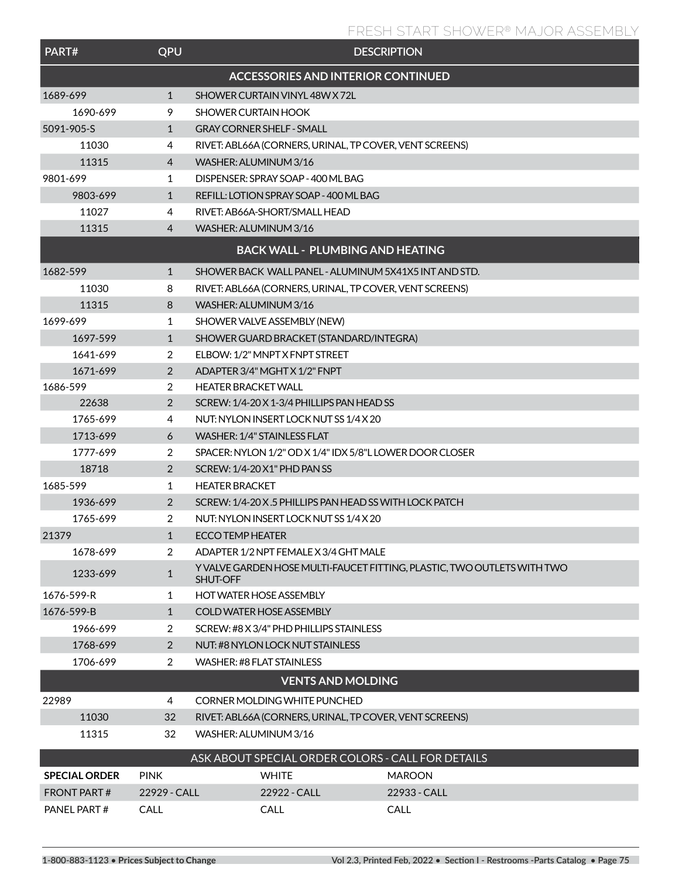## FRESH START SHOWER® MAJOR ASSEMBLY

| PART# | QPU | DESCRIPTION |
|---|---|---|
| **ACCESSORIES AND INTERIOR CONTINUED** | | |
| 1689-699 | 1 | SHOWER CURTAIN VINYL 48W X 72L |
| 1690-699 | 9 | SHOWER CURTAIN HOOK |
| 5091-905-S | 1 | GRAY CORNER SHELF - SMALL |
| 11030 | 4 | RIVET: ABL66A (CORNERS, URINAL, TP COVER, VENT SCREENS) |
| 11315 | 4 | WASHER: ALUMINUM 3/16 |
| 9801-699 | 1 | DISPENSER: SPRAY SOAP - 400 ML BAG |
| 9803-699 | 1 | REFILL: LOTION SPRAY SOAP - 400 ML BAG |
| 11027 | 4 | RIVET: AB66A-SHORT/SMALL HEAD |
| 11315 | 4 | WASHER: ALUMINUM 3/16 |
| **BACK WALL - PLUMBING AND HEATING** | | |
| 1682-599 | 1 | SHOWER BACK WALL PANEL - ALUMINUM 5X41X5 INT AND STD. |
| 11030 | 8 | RIVET: ABL66A (CORNERS, URINAL, TP COVER, VENT SCREENS) |
| 11315 | 8 | WASHER: ALUMINUM 3/16 |
| 1699-699 | 1 | SHOWER VALVE ASSEMBLY (NEW) |
| 1697-599 | 1 | SHOWER GUARD BRACKET (STANDARD/INTEGRA) |
| 1641-699 | 2 | ELBOW: 1/2" MNPT X FNPT STREET |
| 1671-699 | 2 | ADAPTER 3/4" MGHT X 1/2" FNPT |
| 1686-599 | 2 | HEATER BRACKET WALL |
| 22638 | 2 | SCREW: 1/4-20 X 1-3/4 PHILLIPS PAN HEAD SS |
| 1765-699 | 4 | NUT: NYLON INSERT LOCK NUT SS 1/4 X 20 |
| 1713-699 | 6 | WASHER: 1/4" STAINLESS FLAT |
| 1777-699 | 2 | SPACER: NYLON 1/2" OD X 1/4" IDX 5/8"L LOWER DOOR CLOSER |
| 18718 | 2 | SCREW: 1/4-20 X1" PHD PAN SS |
| 1685-599 | 1 | HEATER BRACKET |
| 1936-699 | 2 | SCREW: 1/4-20 X .5 PHILLIPS PAN HEAD SS WITH LOCK PATCH |
| 1765-699 | 2 | NUT: NYLON INSERT LOCK NUT SS 1/4 X 20 |
| 21379 | 1 | ECCO TEMP HEATER |
| 1678-699 | 2 | ADAPTER 1/2 NPT FEMALE X 3/4 GHT MALE |
| 1233-699 | 1 | Y VALVE GARDEN HOSE MULTI-FAUCET FITTING, PLASTIC, TWO OUTLETS WITH TWO SHUT-OFF |
| 1676-599-R | 1 | HOT WATER HOSE ASSEMBLY |
| 1676-599-B | 1 | COLD WATER HOSE ASSEMBLY |
| 1966-699 | 2 | SCREW: #8 X 3/4" PHD PHILLIPS STAINLESS |
| 1768-699 | 2 | NUT: #8 NYLON LOCK NUT STAINLESS |
| 1706-699 | 2 | WASHER: #8 FLAT STAINLESS |
| **VENTS AND MOLDING** | | |
| 22989 | 4 | CORNER MOLDING WHITE PUNCHED |
| 11030 | 32 | RIVET: ABL66A (CORNERS, URINAL, TP COVER, VENT SCREENS) |
| 11315 | 32 | WASHER: ALUMINUM 3/16 |

ASK ABOUT SPECIAL ORDER COLORS - CALL FOR DETAILS

| **SPECIAL ORDER** | PINK | WHITE | MAROON |
|---|---|---|---|
| FRONT PART # | 22929 - CALL | 22922 - CALL | 22933 - CALL |
| PANEL PART # | CALL | CALL | CALL |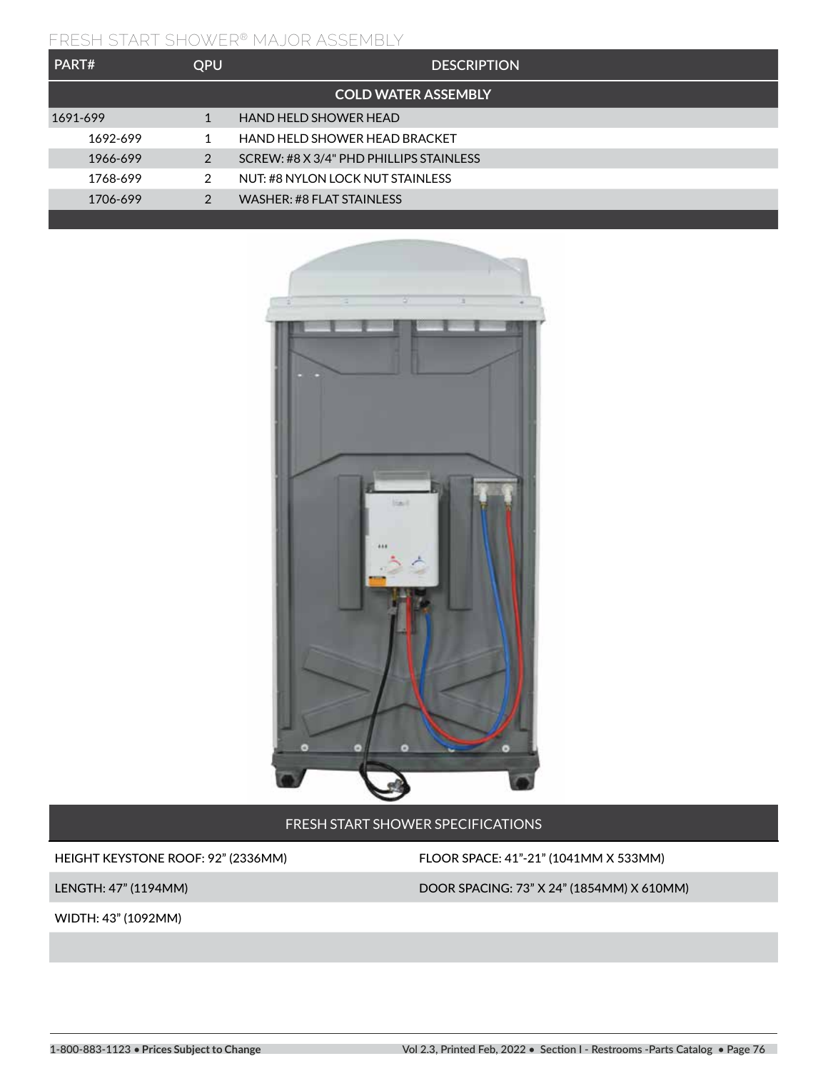## FRESH START SHOWER® MAJOR ASSEMBLY

| PART# | QPU | DESCRIPTION |
|---|---|---|
| | | **COLD WATER ASSEMBLY** |
| 1691-699 | 1 | HAND HELD SHOWER HEAD |
| 1692-699 | 1 | HAND HELD SHOWER HEAD BRACKET |
| 1966-699 | 2 | SCREW: #8 X 3/4" PHD PHILLIPS STAINLESS |
| 1768-699 | 2 | NUT: #8 NYLON LOCK NUT STAINLESS |
| 1706-699 | 2 | WASHER: #8 FLAT STAINLESS |

| FRESH START SHOWER SPECIFICATIONS | |
|---|---|
| HEIGHT KEYSTONE ROOF: 92" (2336MM) | FLOOR SPACE: 41"-21" (1041MM X 533MM) |
| LENGTH: 47" (1194MM) | DOOR SPACING: 73" X 24" (1854MM) X 610MM) |
| WIDTH: 43" (1092MM) | |